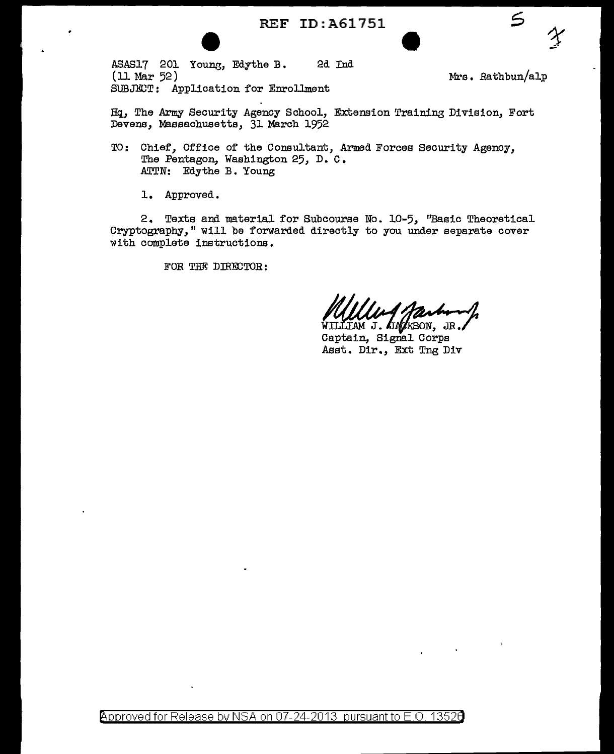ASAS17 201 Young, Edythe B. 2d Ind
(11 Mar 52)
SUBJECT: Application for Enrollment

Mrs. Rathbun/alp

Hq, The Army Security Agency School, Extension Training Division, Fort Devens, Massachusetts, 31 March 1952

TO: Chief, Office of the Consultant, Armed Forces Security Agency, The Pentagon, Washington 25, D. C.
ATTN: Edythe B. Young

1. Approved.

2. Texts and material for Subcourse No. 10-5, "Basic Theoretical Cryptography," will be forwarded directly to you under separate cover with complete instructions.

FOR THE DIRECTOR:

WILLIAM J. JACKSON, JR.
Captain, Signal Corps
Asst. Dir., Ext Tng Div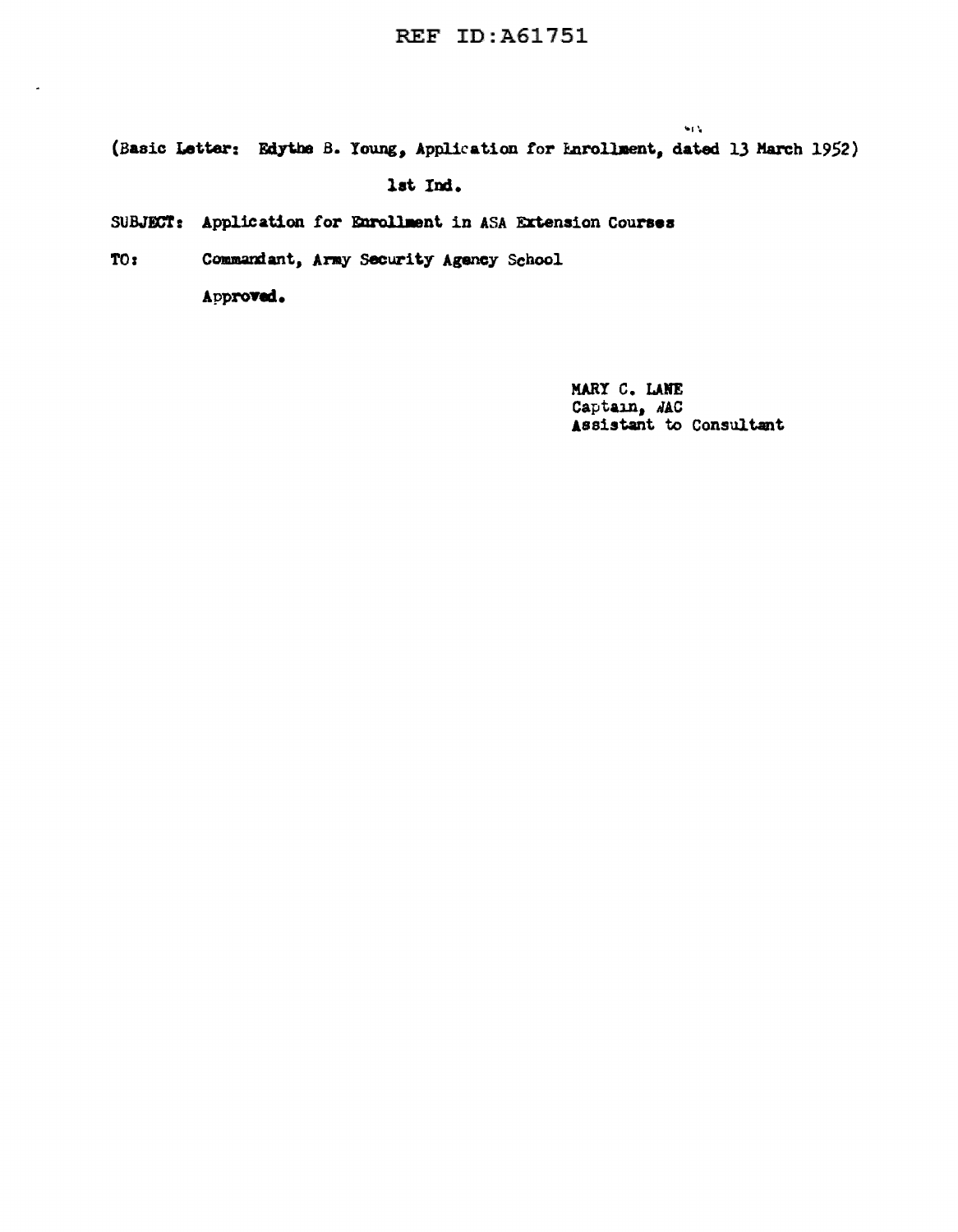(Basic Letter: Edythe B. Young, Application for Enrollment, dated 13 March 1952)

1st Ind.

SUBJECT: Application for Enrollment in ASA Extension Courses

TO: Commandant, Army Security Agency School

**Approved.**

MARY C. LANE
Captain, WAC
Assistant to Consultant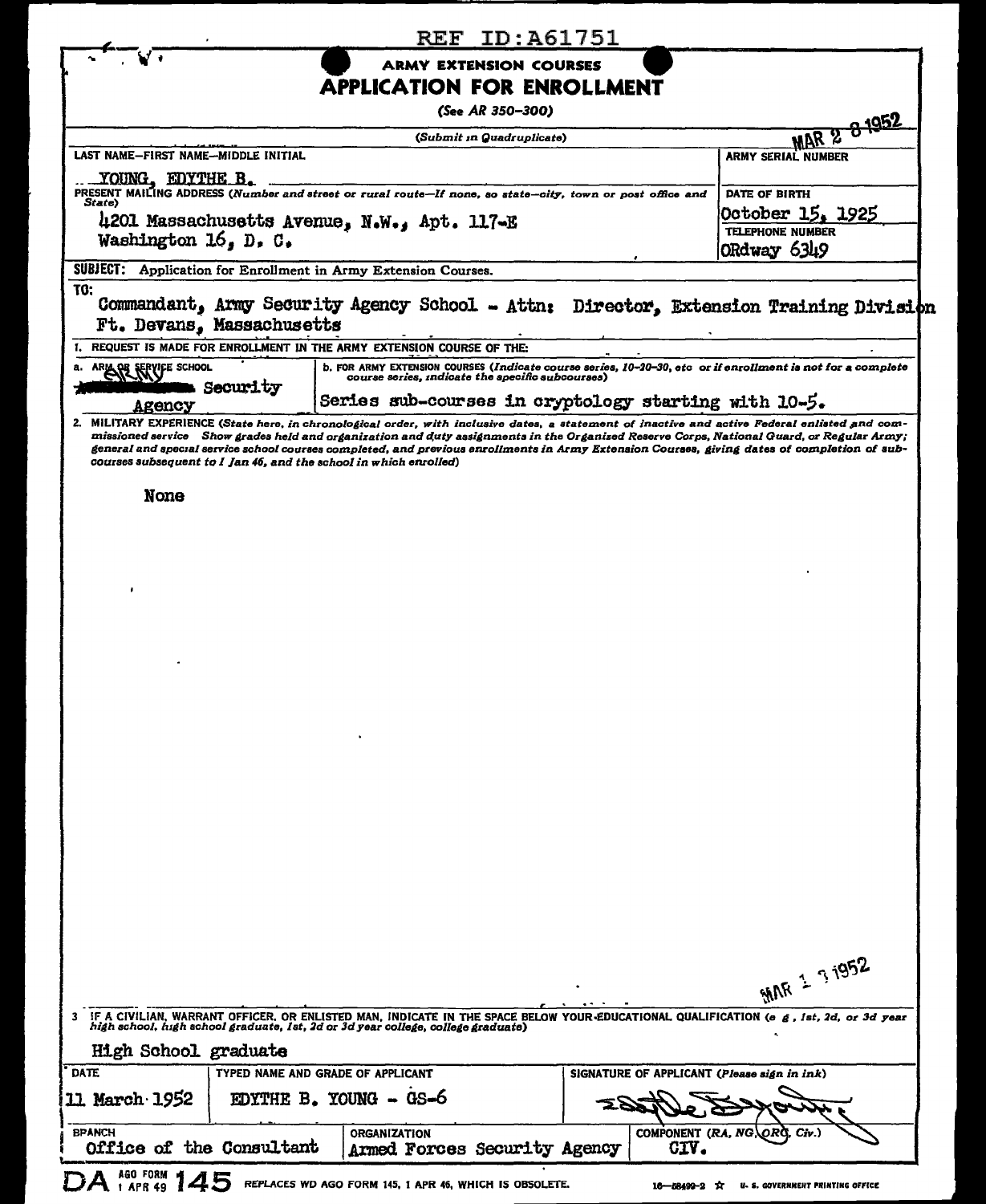REF ID:A61751

ARMY EXTENSION COURSES

# APPLICATION FOR ENROLLMENT

*(See AR 350-300)*

*(Submit in Quadruplicate)*

MAR 28 1952

| LAST NAME—FIRST NAME—MIDDLE INITIAL | ARMY SERIAL NUMBER |
|---|---|
| YOUNG, EDYTHE B. | |
| PRESENT MAILING ADDRESS *(Number and street or rural route—If none, so state—city, town or post office and State)* | DATE OF BIRTH |
| 4201 Massachusetts Avenue, N.W., Apt. 117-E<br>Washington 16, D. C. | October 15, 1925 |
| | TELEPHONE NUMBER |
| | ORdway 6349 |

**SUBJECT:** Application for Enrollment in Army Extension Courses.

**TO:**

Commandant, Army Security Agency School - Attn: Director, Extension Training Division
Ft. Devans, Massachusetts

1. REQUEST IS MADE FOR ENROLLMENT IN THE ARMY EXTENSION COURSE OF THE:

| a. ARM OR SERVICE SCHOOL | b. FOR ARMY EXTENSION COURSES *(Indicate course series, 10-20-30, etc or if enrollment is not for a complete course series, indicate the specific subcourses)* |
|---|---|
| ARMY Security Agency | Series sub-courses in cryptology starting with 10-5. |

2. MILITARY EXPERIENCE *(State here, in chronological order, with inclusive dates, a statement of inactive and active Federal enlisted and commissioned service Show grades held and organization and duty assignments in the Organized Reserve Corps, National Guard, or Regular Army; general and special service school courses completed, and previous enrollments in Army Extension Courses, giving dates of completion of subcourses subsequent to 1 Jan 46, and the school in which enrolled)*

None

MAR 13 1952

3. IF A CIVILIAN, WARRANT OFFICER, OR ENLISTED MAN, INDICATE IN THE SPACE BELOW YOUR EDUCATIONAL QUALIFICATION *(e g, 1st, 2d, or 3d year high school, high school graduate, 1st, 2d or 3d year college, college graduate)*

High School graduate

| DATE | TYPED NAME AND GRADE OF APPLICANT | SIGNATURE OF APPLICANT *(Please sign in ink)* |
|---|---|---|
| 11 March 1952 | EDYTHE B. YOUNG - GS-6 | Edythe B. Young |

| BRANCH | ORGANIZATION | COMPONENT *(RA, NG, ORC, Civ.)* |
|---|---|---|
| Office of the Consultant | Armed Forces Security Agency | CIV. |

DA AGO FORM 1 APR 49 145 REPLACES WD AGO FORM 145, 1 APR 46, WHICH IS OBSOLETE.

16—58499-2 ☆ U. S. GOVERNMENT PRINTING OFFICE